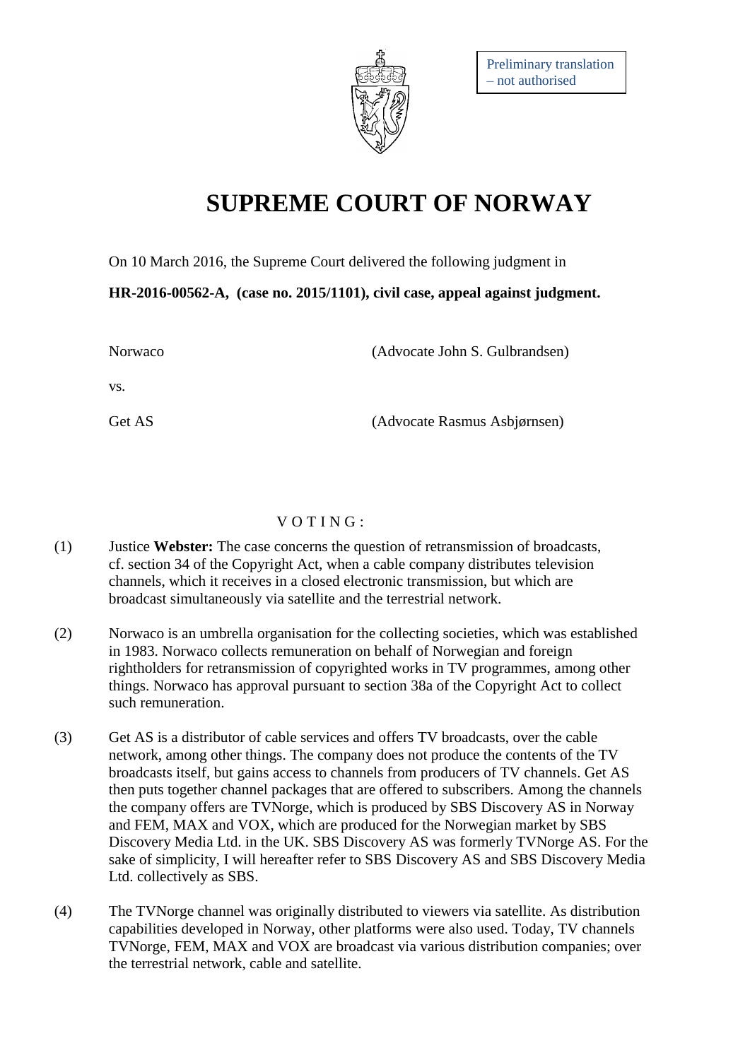Preliminary translation – not authorised

# SUPREME COURT OF NORWAY

On 10 March 2016, the Supreme Court delivered the following judgment in

**HR-2016-00562-A, (case no. 2015/1101), civil case, appeal against judgment.**

| | |
|---|---|
| Norwaco | (Advocate John S. Gulbrandsen) |
| vs. | |
| Get AS | (Advocate Rasmus Asbjørnsen) |

V O T I N G :

(1) Justice **Webster:** The case concerns the question of retransmission of broadcasts, cf. section 34 of the Copyright Act, when a cable company distributes television channels, which it receives in a closed electronic transmission, but which are broadcast simultaneously via satellite and the terrestrial network.

(2) Norwaco is an umbrella organisation for the collecting societies, which was established in 1983. Norwaco collects remuneration on behalf of Norwegian and foreign rightholders for retransmission of copyrighted works in TV programmes, among other things. Norwaco has approval pursuant to section 38a of the Copyright Act to collect such remuneration.

(3) Get AS is a distributor of cable services and offers TV broadcasts, over the cable network, among other things. The company does not produce the contents of the TV broadcasts itself, but gains access to channels from producers of TV channels. Get AS then puts together channel packages that are offered to subscribers. Among the channels the company offers are TVNorge, which is produced by SBS Discovery AS in Norway and FEM, MAX and VOX, which are produced for the Norwegian market by SBS Discovery Media Ltd. in the UK. SBS Discovery AS was formerly TVNorge AS. For the sake of simplicity, I will hereafter refer to SBS Discovery AS and SBS Discovery Media Ltd. collectively as SBS.

(4) The TVNorge channel was originally distributed to viewers via satellite. As distribution capabilities developed in Norway, other platforms were also used. Today, TV channels TVNorge, FEM, MAX and VOX are broadcast via various distribution companies; over the terrestrial network, cable and satellite.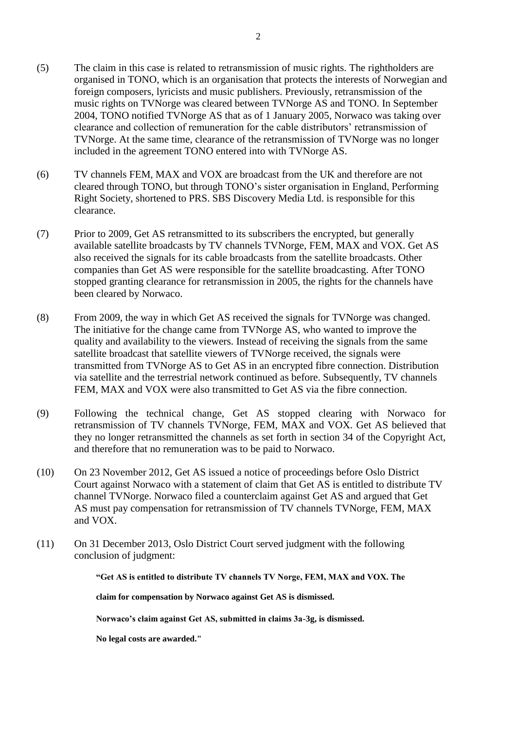(5) The claim in this case is related to retransmission of music rights. The rightholders are organised in TONO, which is an organisation that protects the interests of Norwegian and foreign composers, lyricists and music publishers. Previously, retransmission of the music rights on TVNorge was cleared between TVNorge AS and TONO. In September 2004, TONO notified TVNorge AS that as of 1 January 2005, Norwaco was taking over clearance and collection of remuneration for the cable distributors' retransmission of TVNorge. At the same time, clearance of the retransmission of TVNorge was no longer included in the agreement TONO entered into with TVNorge AS.

(6) TV channels FEM, MAX and VOX are broadcast from the UK and therefore are not cleared through TONO, but through TONO's sister organisation in England, Performing Right Society, shortened to PRS. SBS Discovery Media Ltd. is responsible for this clearance.

(7) Prior to 2009, Get AS retransmitted to its subscribers the encrypted, but generally available satellite broadcasts by TV channels TVNorge, FEM, MAX and VOX. Get AS also received the signals for its cable broadcasts from the satellite broadcasts. Other companies than Get AS were responsible for the satellite broadcasting. After TONO stopped granting clearance for retransmission in 2005, the rights for the channels have been cleared by Norwaco.

(8) From 2009, the way in which Get AS received the signals for TVNorge was changed. The initiative for the change came from TVNorge AS, who wanted to improve the quality and availability to the viewers. Instead of receiving the signals from the same satellite broadcast that satellite viewers of TVNorge received, the signals were transmitted from TVNorge AS to Get AS in an encrypted fibre connection. Distribution via satellite and the terrestrial network continued as before. Subsequently, TV channels FEM, MAX and VOX were also transmitted to Get AS via the fibre connection.

(9) Following the technical change, Get AS stopped clearing with Norwaco for retransmission of TV channels TVNorge, FEM, MAX and VOX. Get AS believed that they no longer retransmitted the channels as set forth in section 34 of the Copyright Act, and therefore that no remuneration was to be paid to Norwaco.

(10) On 23 November 2012, Get AS issued a notice of proceedings before Oslo District Court against Norwaco with a statement of claim that Get AS is entitled to distribute TV channel TVNorge. Norwaco filed a counterclaim against Get AS and argued that Get AS must pay compensation for retransmission of TV channels TVNorge, FEM, MAX and VOX.

(11) On 31 December 2013, Oslo District Court served judgment with the following conclusion of judgment:

> **"Get AS is entitled to distribute TV channels TV Norge, FEM, MAX and VOX. The claim for compensation by Norwaco against Get AS is dismissed.**
>
> **Norwaco's claim against Get AS, submitted in claims 3a-3g, is dismissed.**
>
> **No legal costs are awarded."**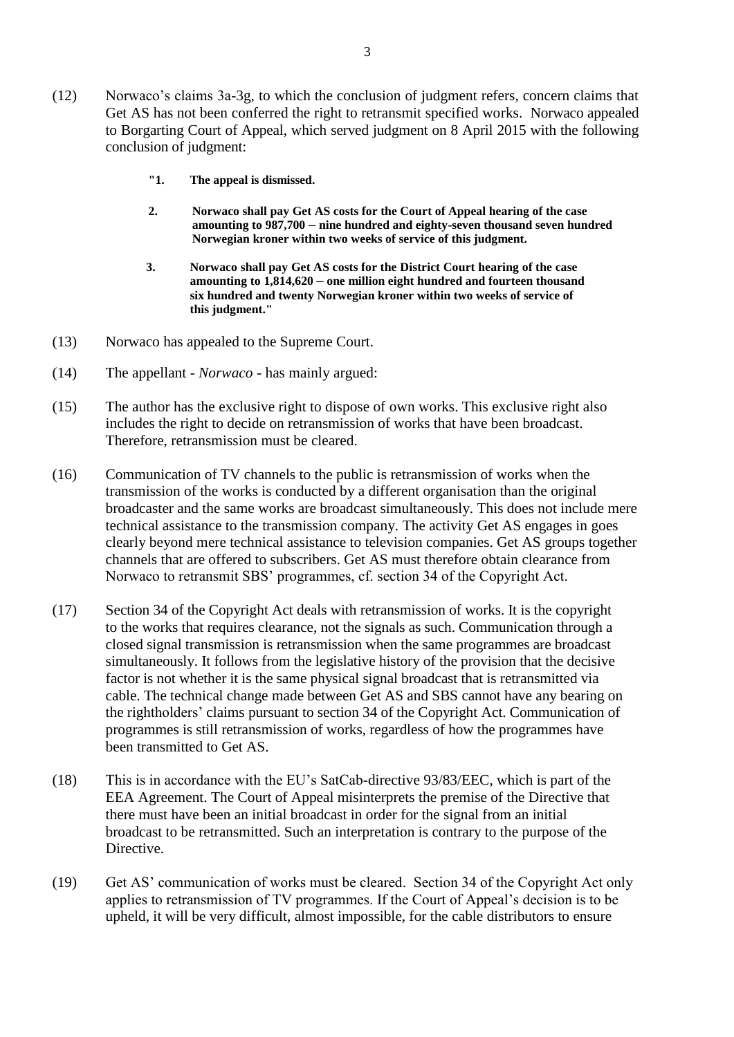(12) Norwaco's claims 3a-3g, to which the conclusion of judgment refers, concern claims that Get AS has not been conferred the right to retransmit specified works. Norwaco appealed to Borgarting Court of Appeal, which served judgment on 8 April 2015 with the following conclusion of judgment:

> **"1. The appeal is dismissed.**
>
> **2. Norwaco shall pay Get AS costs for the Court of Appeal hearing of the case amounting to 987,700 – nine hundred and eighty-seven thousand seven hundred Norwegian kroner within two weeks of service of this judgment.**
>
> **3. Norwaco shall pay Get AS costs for the District Court hearing of the case amounting to 1,814,620 – one million eight hundred and fourteen thousand six hundred and twenty Norwegian kroner within two weeks of service of this judgment."**

(13) Norwaco has appealed to the Supreme Court.

(14) The appellant - *Norwaco* - has mainly argued:

(15) The author has the exclusive right to dispose of own works. This exclusive right also includes the right to decide on retransmission of works that have been broadcast. Therefore, retransmission must be cleared.

(16) Communication of TV channels to the public is retransmission of works when the transmission of the works is conducted by a different organisation than the original broadcaster and the same works are broadcast simultaneously. This does not include mere technical assistance to the transmission company. The activity Get AS engages in goes clearly beyond mere technical assistance to television companies. Get AS groups together channels that are offered to subscribers. Get AS must therefore obtain clearance from Norwaco to retransmit SBS' programmes, cf. section 34 of the Copyright Act.

(17) Section 34 of the Copyright Act deals with retransmission of works. It is the copyright to the works that requires clearance, not the signals as such. Communication through a closed signal transmission is retransmission when the same programmes are broadcast simultaneously. It follows from the legislative history of the provision that the decisive factor is not whether it is the same physical signal broadcast that is retransmitted via cable. The technical change made between Get AS and SBS cannot have any bearing on the rightholders' claims pursuant to section 34 of the Copyright Act. Communication of programmes is still retransmission of works, regardless of how the programmes have been transmitted to Get AS.

(18) This is in accordance with the EU's SatCab-directive 93/83/EEC, which is part of the EEA Agreement. The Court of Appeal misinterprets the premise of the Directive that there must have been an initial broadcast in order for the signal from an initial broadcast to be retransmitted. Such an interpretation is contrary to the purpose of the Directive.

(19) Get AS' communication of works must be cleared. Section 34 of the Copyright Act only applies to retransmission of TV programmes. If the Court of Appeal's decision is to be upheld, it will be very difficult, almost impossible, for the cable distributors to ensure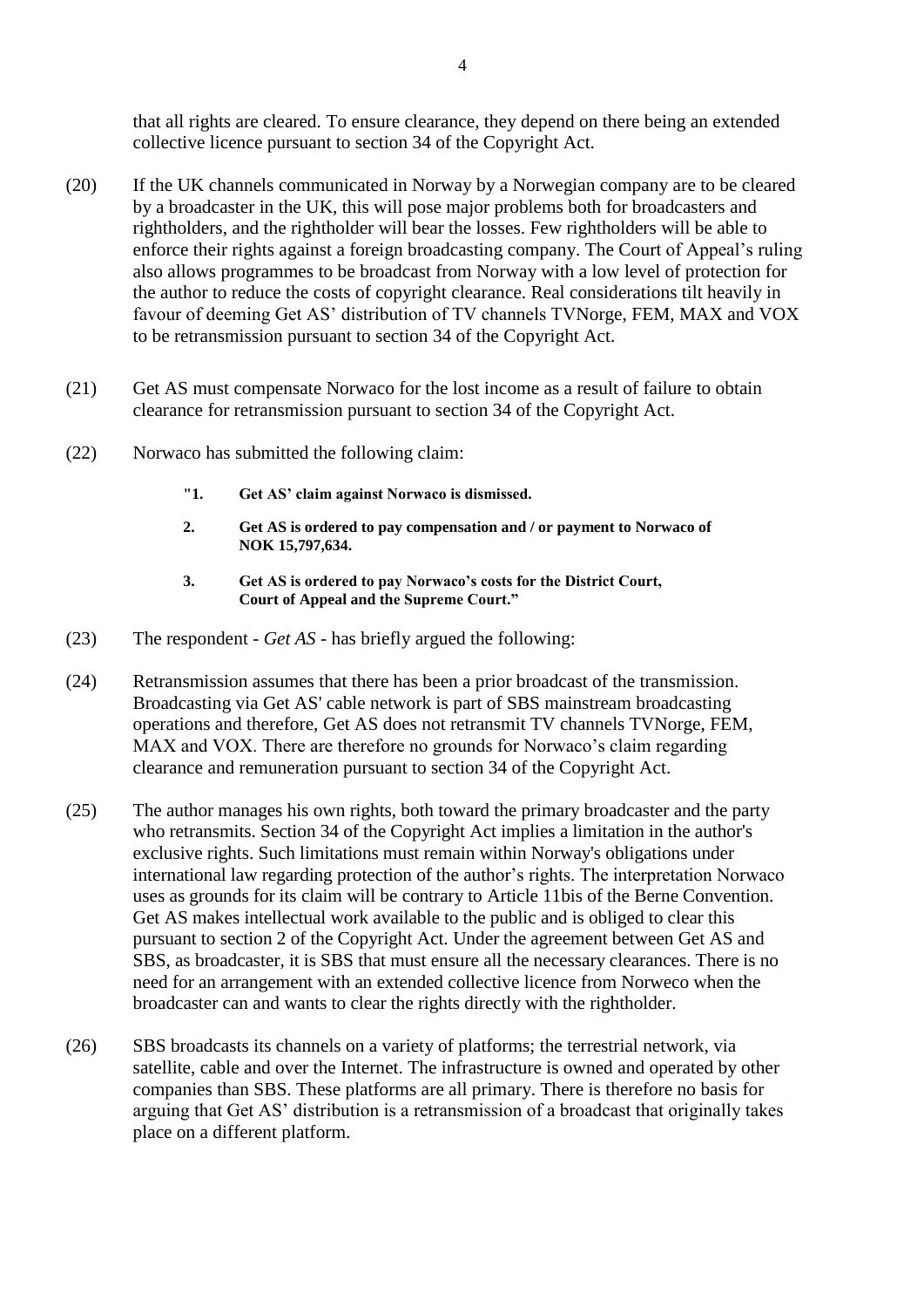that all rights are cleared. To ensure clearance, they depend on there being an extended collective licence pursuant to section 34 of the Copyright Act.

(20) If the UK channels communicated in Norway by a Norwegian company are to be cleared by a broadcaster in the UK, this will pose major problems both for broadcasters and rightholders, and the rightholder will bear the losses. Few rightholders will be able to enforce their rights against a foreign broadcasting company. The Court of Appeal's ruling also allows programmes to be broadcast from Norway with a low level of protection for the author to reduce the costs of copyright clearance. Real considerations tilt heavily in favour of deeming Get AS' distribution of TV channels TVNorge, FEM, MAX and VOX to be retransmission pursuant to section 34 of the Copyright Act.

(21) Get AS must compensate Norwaco for the lost income as a result of failure to obtain clearance for retransmission pursuant to section 34 of the Copyright Act.

(22) Norwaco has submitted the following claim:

> **"1. Get AS' claim against Norwaco is dismissed.**
>
> **2. Get AS is ordered to pay compensation and / or payment to Norwaco of NOK 15,797,634.**
>
> **3. Get AS is ordered to pay Norwaco's costs for the District Court, Court of Appeal and the Supreme Court."**

(23) The respondent - *Get AS* - has briefly argued the following:

(24) Retransmission assumes that there has been a prior broadcast of the transmission. Broadcasting via Get AS' cable network is part of SBS mainstream broadcasting operations and therefore, Get AS does not retransmit TV channels TVNorge, FEM, MAX and VOX. There are therefore no grounds for Norwaco's claim regarding clearance and remuneration pursuant to section 34 of the Copyright Act.

(25) The author manages his own rights, both toward the primary broadcaster and the party who retransmits. Section 34 of the Copyright Act implies a limitation in the author's exclusive rights. Such limitations must remain within Norway's obligations under international law regarding protection of the author's rights. The interpretation Norwaco uses as grounds for its claim will be contrary to Article 11bis of the Berne Convention. Get AS makes intellectual work available to the public and is obliged to clear this pursuant to section 2 of the Copyright Act. Under the agreement between Get AS and SBS, as broadcaster, it is SBS that must ensure all the necessary clearances. There is no need for an arrangement with an extended collective licence from Norweco when the broadcaster can and wants to clear the rights directly with the rightholder.

(26) SBS broadcasts its channels on a variety of platforms; the terrestrial network, via satellite, cable and over the Internet. The infrastructure is owned and operated by other companies than SBS. These platforms are all primary. There is therefore no basis for arguing that Get AS' distribution is a retransmission of a broadcast that originally takes place on a different platform.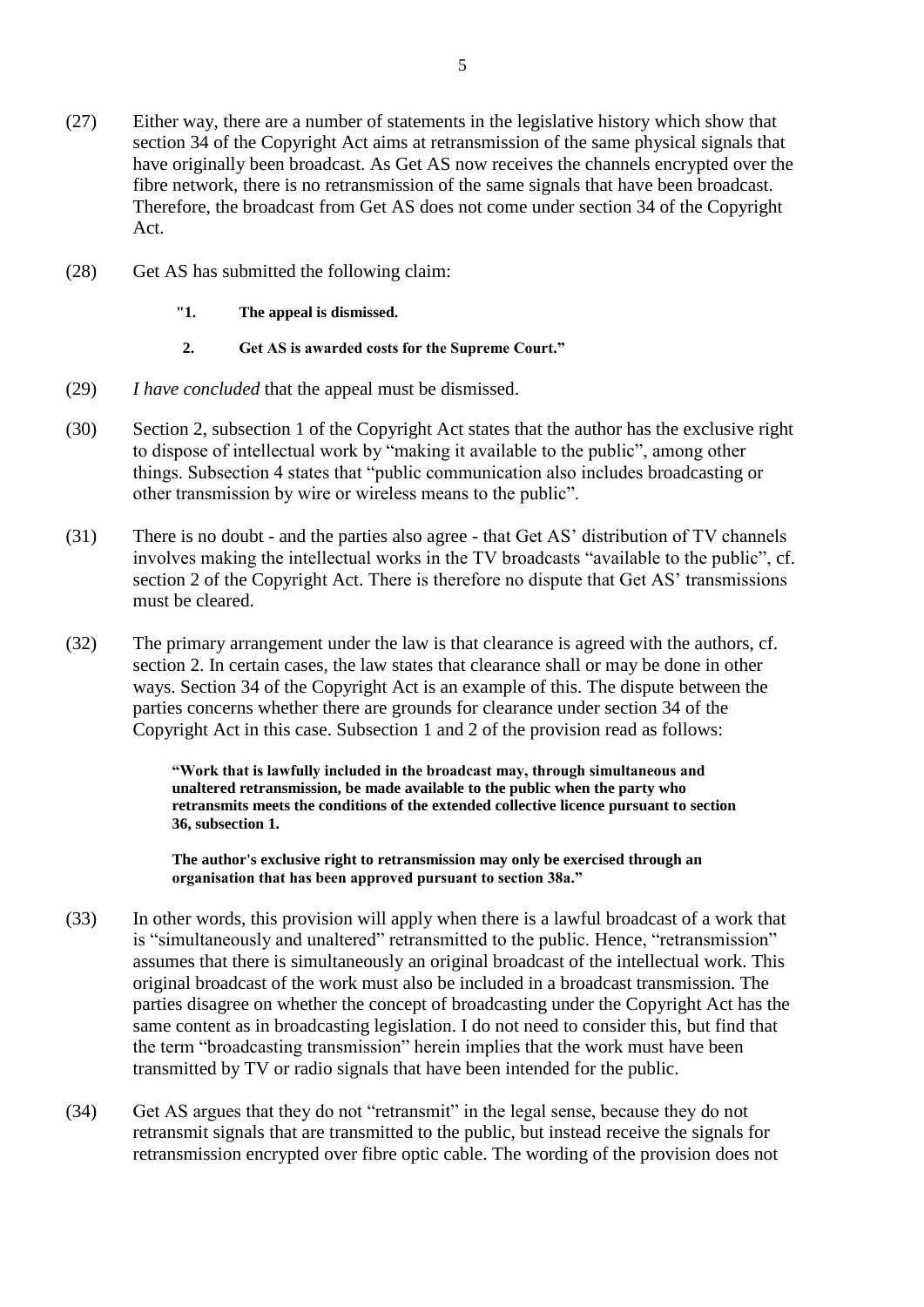(27) Either way, there are a number of statements in the legislative history which show that section 34 of the Copyright Act aims at retransmission of the same physical signals that have originally been broadcast. As Get AS now receives the channels encrypted over the fibre network, there is no retransmission of the same signals that have been broadcast. Therefore, the broadcast from Get AS does not come under section 34 of the Copyright Act.

(28) Get AS has submitted the following claim:

> **"1. The appeal is dismissed.**
>
> **2. Get AS is awarded costs for the Supreme Court."**

(29) *I have concluded* that the appeal must be dismissed.

(30) Section 2, subsection 1 of the Copyright Act states that the author has the exclusive right to dispose of intellectual work by "making it available to the public", among other things. Subsection 4 states that "public communication also includes broadcasting or other transmission by wire or wireless means to the public".

(31) There is no doubt - and the parties also agree - that Get AS' distribution of TV channels involves making the intellectual works in the TV broadcasts "available to the public", cf. section 2 of the Copyright Act. There is therefore no dispute that Get AS' transmissions must be cleared.

(32) The primary arrangement under the law is that clearance is agreed with the authors, cf. section 2. In certain cases, the law states that clearance shall or may be done in other ways. Section 34 of the Copyright Act is an example of this. The dispute between the parties concerns whether there are grounds for clearance under section 34 of the Copyright Act in this case. Subsection 1 and 2 of the provision read as follows:

> **"Work that is lawfully included in the broadcast may, through simultaneous and unaltered retransmission, be made available to the public when the party who retransmits meets the conditions of the extended collective licence pursuant to section 36, subsection 1.**
>
> **The author's exclusive right to retransmission may only be exercised through an organisation that has been approved pursuant to section 38a."**

(33) In other words, this provision will apply when there is a lawful broadcast of a work that is "simultaneously and unaltered" retransmitted to the public. Hence, "retransmission" assumes that there is simultaneously an original broadcast of the intellectual work. This original broadcast of the work must also be included in a broadcast transmission. The parties disagree on whether the concept of broadcasting under the Copyright Act has the same content as in broadcasting legislation. I do not need to consider this, but find that the term "broadcasting transmission" herein implies that the work must have been transmitted by TV or radio signals that have been intended for the public.

(34) Get AS argues that they do not "retransmit" in the legal sense, because they do not retransmit signals that are transmitted to the public, but instead receive the signals for retransmission encrypted over fibre optic cable. The wording of the provision does not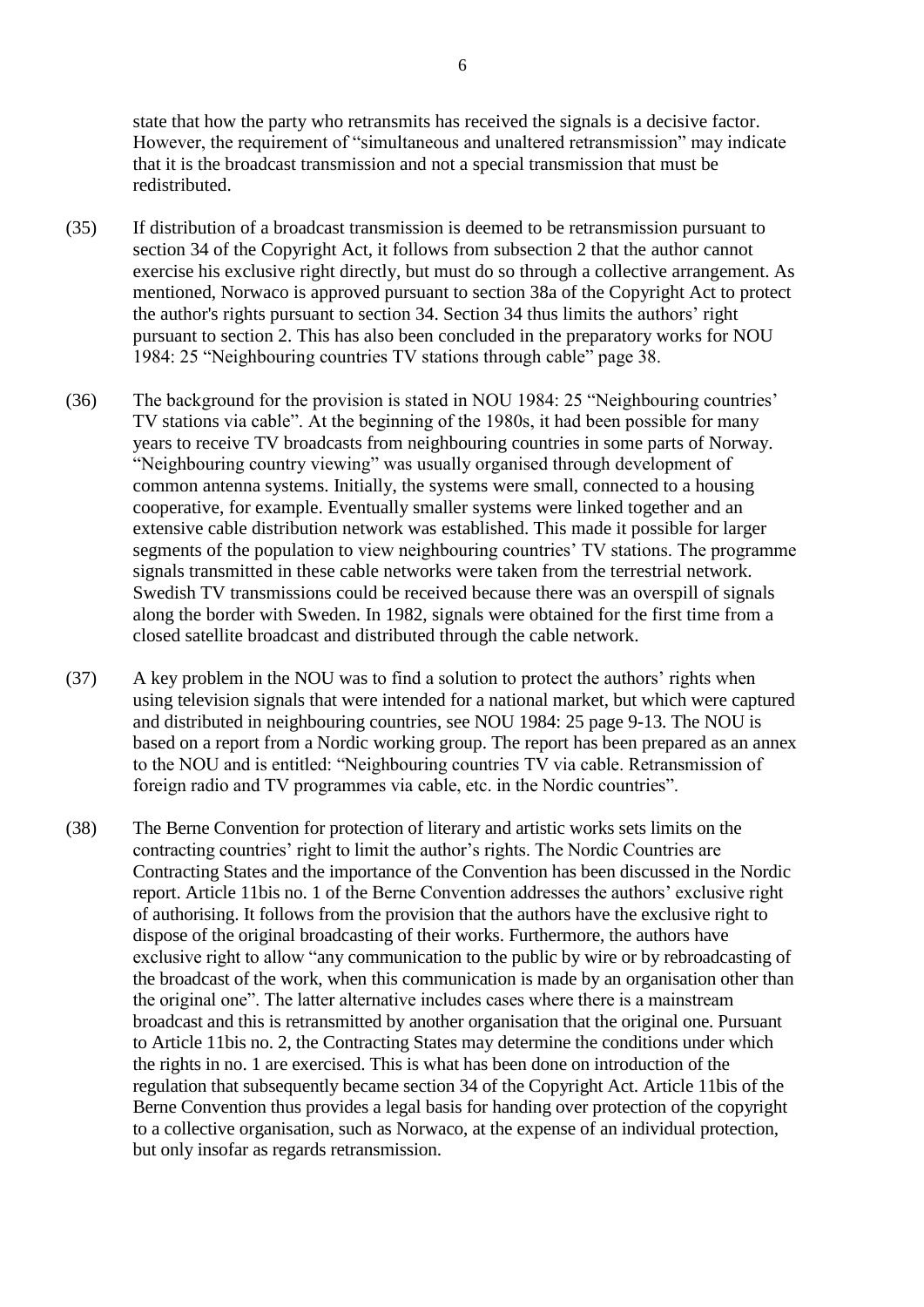state that how the party who retransmits has received the signals is a decisive factor. However, the requirement of "simultaneous and unaltered retransmission" may indicate that it is the broadcast transmission and not a special transmission that must be redistributed.

(35) If distribution of a broadcast transmission is deemed to be retransmission pursuant to section 34 of the Copyright Act, it follows from subsection 2 that the author cannot exercise his exclusive right directly, but must do so through a collective arrangement. As mentioned, Norwaco is approved pursuant to section 38a of the Copyright Act to protect the author's rights pursuant to section 34. Section 34 thus limits the authors' right pursuant to section 2. This has also been concluded in the preparatory works for NOU 1984: 25 "Neighbouring countries TV stations through cable" page 38.

(36) The background for the provision is stated in NOU 1984: 25 "Neighbouring countries' TV stations via cable". At the beginning of the 1980s, it had been possible for many years to receive TV broadcasts from neighbouring countries in some parts of Norway. "Neighbouring country viewing" was usually organised through development of common antenna systems. Initially, the systems were small, connected to a housing cooperative, for example. Eventually smaller systems were linked together and an extensive cable distribution network was established. This made it possible for larger segments of the population to view neighbouring countries' TV stations. The programme signals transmitted in these cable networks were taken from the terrestrial network. Swedish TV transmissions could be received because there was an overspill of signals along the border with Sweden. In 1982, signals were obtained for the first time from a closed satellite broadcast and distributed through the cable network.

(37) A key problem in the NOU was to find a solution to protect the authors' rights when using television signals that were intended for a national market, but which were captured and distributed in neighbouring countries, see NOU 1984: 25 page 9-13. The NOU is based on a report from a Nordic working group. The report has been prepared as an annex to the NOU and is entitled: "Neighbouring countries TV via cable. Retransmission of foreign radio and TV programmes via cable, etc. in the Nordic countries".

(38) The Berne Convention for protection of literary and artistic works sets limits on the contracting countries' right to limit the author's rights. The Nordic Countries are Contracting States and the importance of the Convention has been discussed in the Nordic report. Article 11bis no. 1 of the Berne Convention addresses the authors' exclusive right of authorising. It follows from the provision that the authors have the exclusive right to dispose of the original broadcasting of their works. Furthermore, the authors have exclusive right to allow "any communication to the public by wire or by rebroadcasting of the broadcast of the work, when this communication is made by an organisation other than the original one". The latter alternative includes cases where there is a mainstream broadcast and this is retransmitted by another organisation that the original one. Pursuant to Article 11bis no. 2, the Contracting States may determine the conditions under which the rights in no. 1 are exercised. This is what has been done on introduction of the regulation that subsequently became section 34 of the Copyright Act. Article 11bis of the Berne Convention thus provides a legal basis for handing over protection of the copyright to a collective organisation, such as Norwaco, at the expense of an individual protection, but only insofar as regards retransmission.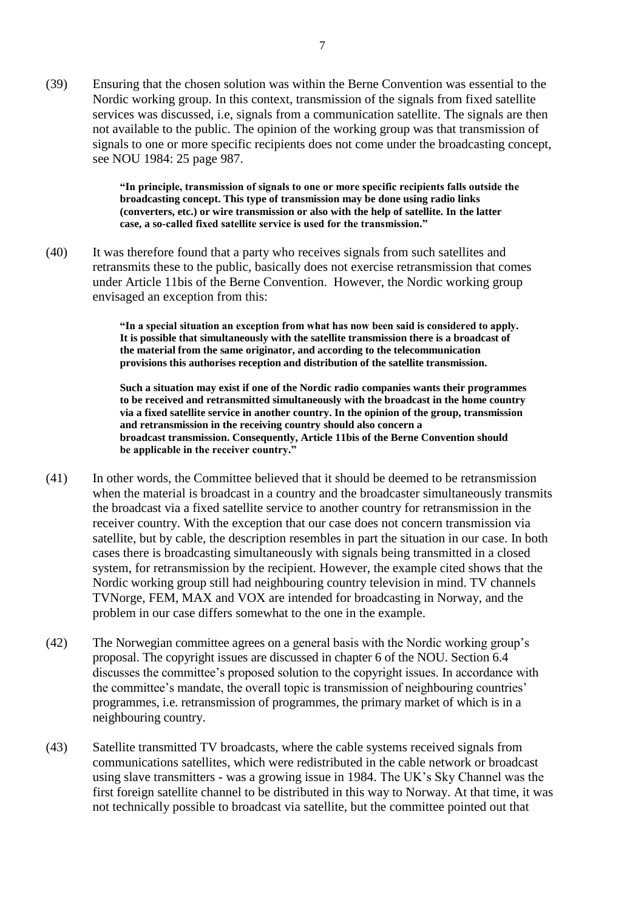(39) Ensuring that the chosen solution was within the Berne Convention was essential to the Nordic working group. In this context, transmission of the signals from fixed satellite services was discussed, i.e, signals from a communication satellite. The signals are then not available to the public. The opinion of the working group was that transmission of signals to one or more specific recipients does not come under the broadcasting concept, see NOU 1984: 25 page 987.

> **"In principle, transmission of signals to one or more specific recipients falls outside the broadcasting concept. This type of transmission may be done using radio links (converters, etc.) or wire transmission or also with the help of satellite. In the latter case, a so-called fixed satellite service is used for the transmission."**

(40) It was therefore found that a party who receives signals from such satellites and retransmits these to the public, basically does not exercise retransmission that comes under Article 11bis of the Berne Convention. However, the Nordic working group envisaged an exception from this:

> **"In a special situation an exception from what has now been said is considered to apply. It is possible that simultaneously with the satellite transmission there is a broadcast of the material from the same originator, and according to the telecommunication provisions this authorises reception and distribution of the satellite transmission.**
>
> **Such a situation may exist if one of the Nordic radio companies wants their programmes to be received and retransmitted simultaneously with the broadcast in the home country via a fixed satellite service in another country. In the opinion of the group, transmission and retransmission in the receiving country should also concern a broadcast transmission. Consequently, Article 11bis of the Berne Convention should be applicable in the receiver country."**

(41) In other words, the Committee believed that it should be deemed to be retransmission when the material is broadcast in a country and the broadcaster simultaneously transmits the broadcast via a fixed satellite service to another country for retransmission in the receiver country. With the exception that our case does not concern transmission via satellite, but by cable, the description resembles in part the situation in our case. In both cases there is broadcasting simultaneously with signals being transmitted in a closed system, for retransmission by the recipient. However, the example cited shows that the Nordic working group still had neighbouring country television in mind. TV channels TVNorge, FEM, MAX and VOX are intended for broadcasting in Norway, and the problem in our case differs somewhat to the one in the example.

(42) The Norwegian committee agrees on a general basis with the Nordic working group's proposal. The copyright issues are discussed in chapter 6 of the NOU. Section 6.4 discusses the committee's proposed solution to the copyright issues. In accordance with the committee's mandate, the overall topic is transmission of neighbouring countries' programmes, i.e. retransmission of programmes, the primary market of which is in a neighbouring country.

(43) Satellite transmitted TV broadcasts, where the cable systems received signals from communications satellites, which were redistributed in the cable network or broadcast using slave transmitters - was a growing issue in 1984. The UK's Sky Channel was the first foreign satellite channel to be distributed in this way to Norway. At that time, it was not technically possible to broadcast via satellite, but the committee pointed out that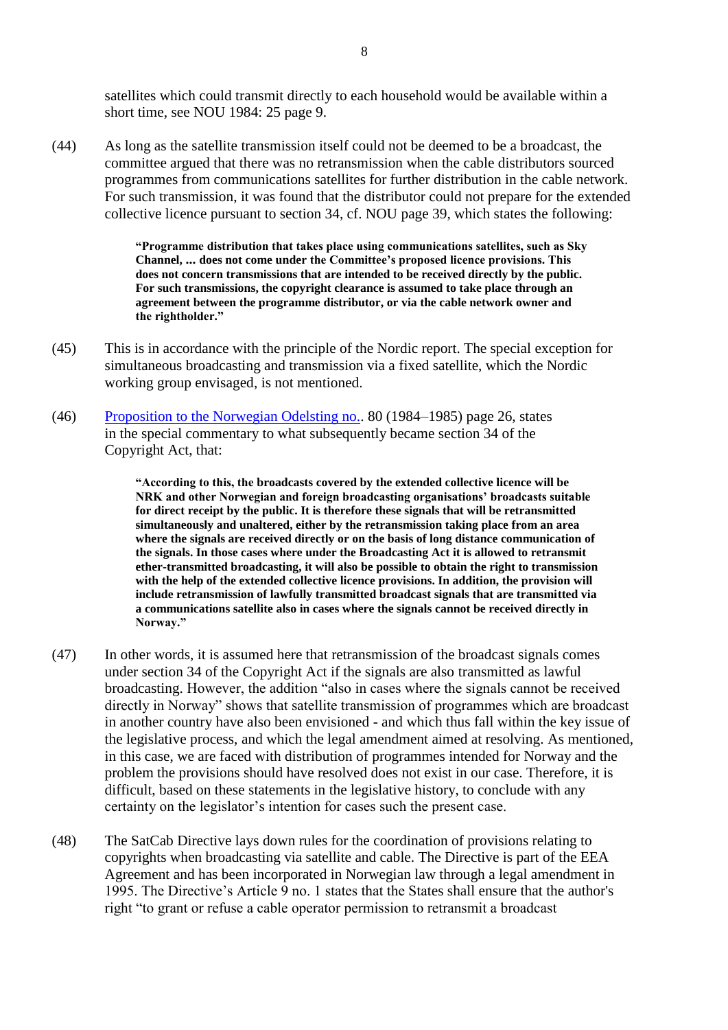satellites which could transmit directly to each household would be available within a short time, see NOU 1984: 25 page 9.

(44) As long as the satellite transmission itself could not be deemed to be a broadcast, the committee argued that there was no retransmission when the cable distributors sourced programmes from communications satellites for further distribution in the cable network. For such transmission, it was found that the distributor could not prepare for the extended collective licence pursuant to section 34, cf. NOU page 39, which states the following:

> **"Programme distribution that takes place using communications satellites, such as Sky Channel, ... does not come under the Committee's proposed licence provisions. This does not concern transmissions that are intended to be received directly by the public. For such transmissions, the copyright clearance is assumed to take place through an agreement between the programme distributor, or via the cable network owner and the rightholder."**

(45) This is in accordance with the principle of the Nordic report. The special exception for simultaneous broadcasting and transmission via a fixed satellite, which the Nordic working group envisaged, is not mentioned.

(46) Proposition to the Norwegian Odelsting no.. 80 (1984–1985) page 26, states in the special commentary to what subsequently became section 34 of the Copyright Act, that:

> **"According to this, the broadcasts covered by the extended collective licence will be NRK and other Norwegian and foreign broadcasting organisations' broadcasts suitable for direct receipt by the public. It is therefore these signals that will be retransmitted simultaneously and unaltered, either by the retransmission taking place from an area where the signals are received directly or on the basis of long distance communication of the signals. In those cases where under the Broadcasting Act it is allowed to retransmit ether-transmitted broadcasting, it will also be possible to obtain the right to transmission with the help of the extended collective licence provisions. In addition, the provision will include retransmission of lawfully transmitted broadcast signals that are transmitted via a communications satellite also in cases where the signals cannot be received directly in Norway."**

(47) In other words, it is assumed here that retransmission of the broadcast signals comes under section 34 of the Copyright Act if the signals are also transmitted as lawful broadcasting. However, the addition "also in cases where the signals cannot be received directly in Norway" shows that satellite transmission of programmes which are broadcast in another country have also been envisioned - and which thus fall within the key issue of the legislative process, and which the legal amendment aimed at resolving. As mentioned, in this case, we are faced with distribution of programmes intended for Norway and the problem the provisions should have resolved does not exist in our case. Therefore, it is difficult, based on these statements in the legislative history, to conclude with any certainty on the legislator's intention for cases such the present case.

(48) The SatCab Directive lays down rules for the coordination of provisions relating to copyrights when broadcasting via satellite and cable. The Directive is part of the EEA Agreement and has been incorporated in Norwegian law through a legal amendment in 1995. The Directive's Article 9 no. 1 states that the States shall ensure that the author's right "to grant or refuse a cable operator permission to retransmit a broadcast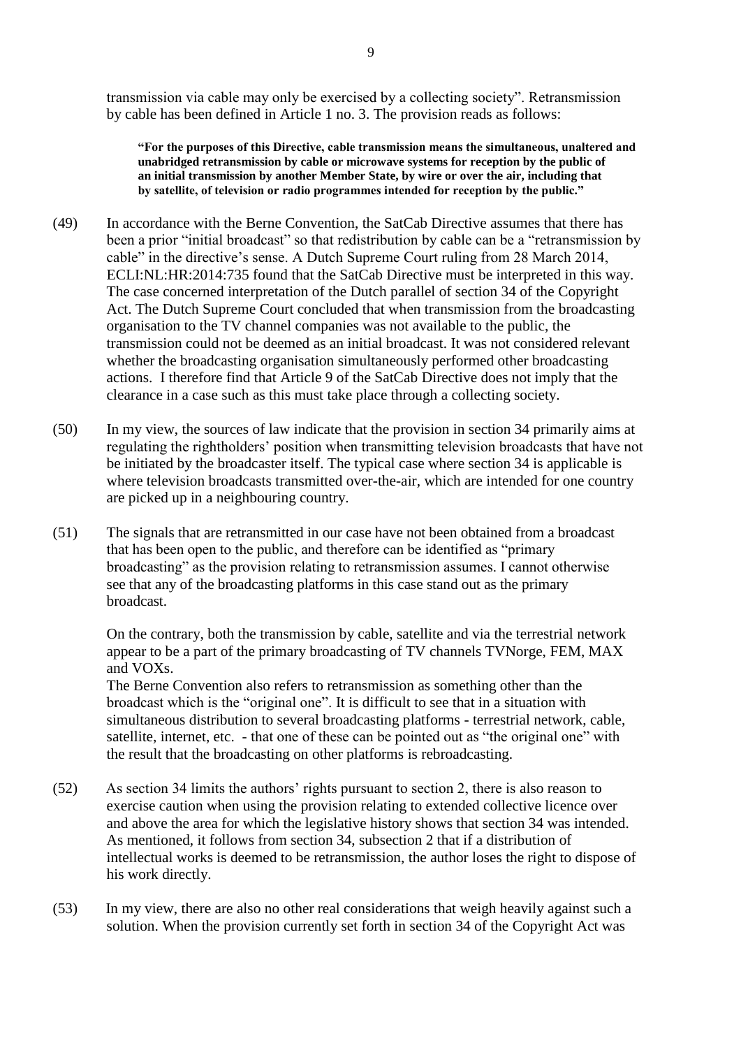transmission via cable may only be exercised by a collecting society". Retransmission by cable has been defined in Article 1 no. 3. The provision reads as follows:

> **"For the purposes of this Directive, cable transmission means the simultaneous, unaltered and unabridged retransmission by cable or microwave systems for reception by the public of an initial transmission by another Member State, by wire or over the air, including that by satellite, of television or radio programmes intended for reception by the public."**

(49) In accordance with the Berne Convention, the SatCab Directive assumes that there has been a prior "initial broadcast" so that redistribution by cable can be a "retransmission by cable" in the directive's sense. A Dutch Supreme Court ruling from 28 March 2014, ECLI:NL:HR:2014:735 found that the SatCab Directive must be interpreted in this way. The case concerned interpretation of the Dutch parallel of section 34 of the Copyright Act. The Dutch Supreme Court concluded that when transmission from the broadcasting organisation to the TV channel companies was not available to the public, the transmission could not be deemed as an initial broadcast. It was not considered relevant whether the broadcasting organisation simultaneously performed other broadcasting actions. I therefore find that Article 9 of the SatCab Directive does not imply that the clearance in a case such as this must take place through a collecting society.

(50) In my view, the sources of law indicate that the provision in section 34 primarily aims at regulating the rightholders' position when transmitting television broadcasts that have not be initiated by the broadcaster itself. The typical case where section 34 is applicable is where television broadcasts transmitted over-the-air, which are intended for one country are picked up in a neighbouring country.

(51) The signals that are retransmitted in our case have not been obtained from a broadcast that has been open to the public, and therefore can be identified as "primary broadcasting" as the provision relating to retransmission assumes. I cannot otherwise see that any of the broadcasting platforms in this case stand out as the primary broadcast.

On the contrary, both the transmission by cable, satellite and via the terrestrial network appear to be a part of the primary broadcasting of TV channels TVNorge, FEM, MAX and VOXs.
The Berne Convention also refers to retransmission as something other than the broadcast which is the "original one". It is difficult to see that in a situation with simultaneous distribution to several broadcasting platforms - terrestrial network, cable, satellite, internet, etc. - that one of these can be pointed out as "the original one" with the result that the broadcasting on other platforms is rebroadcasting.

(52) As section 34 limits the authors' rights pursuant to section 2, there is also reason to exercise caution when using the provision relating to extended collective licence over and above the area for which the legislative history shows that section 34 was intended. As mentioned, it follows from section 34, subsection 2 that if a distribution of intellectual works is deemed to be retransmission, the author loses the right to dispose of his work directly.

(53) In my view, there are also no other real considerations that weigh heavily against such a solution. When the provision currently set forth in section 34 of the Copyright Act was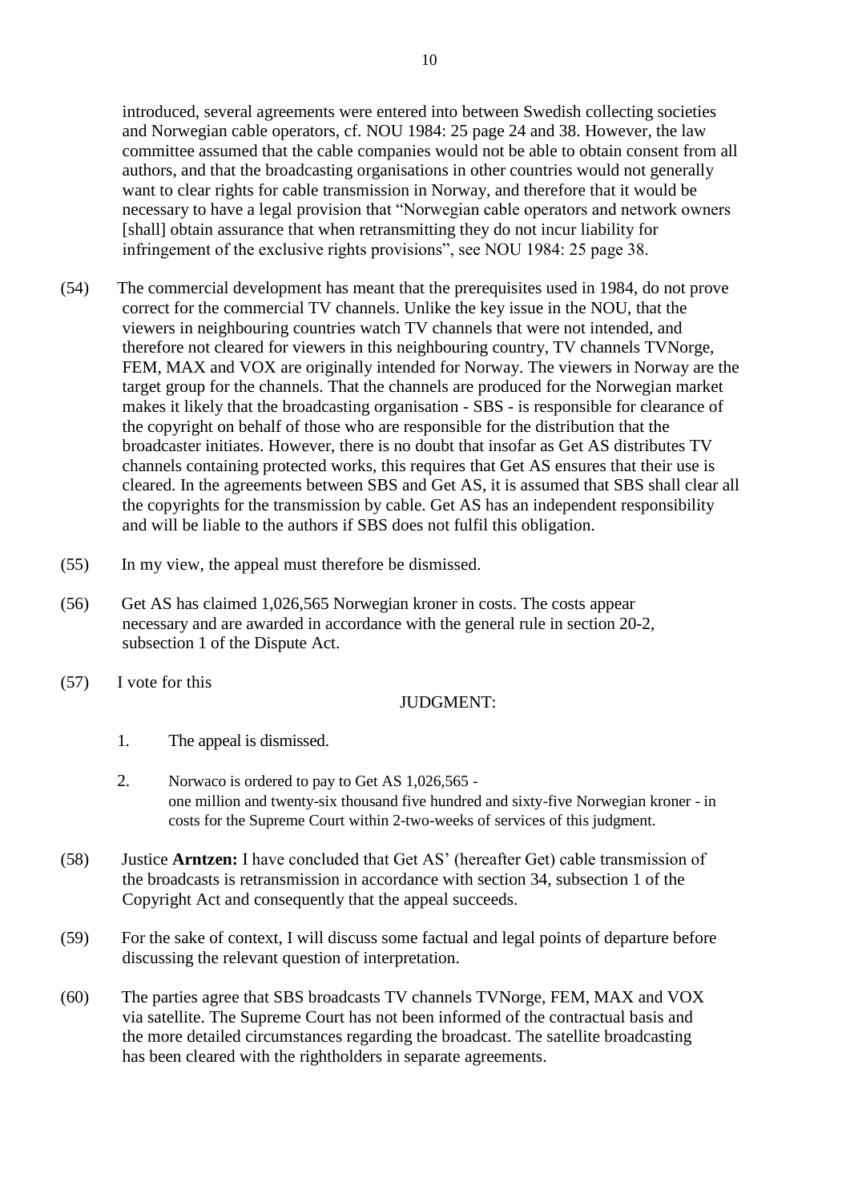introduced, several agreements were entered into between Swedish collecting societies and Norwegian cable operators, cf. NOU 1984: 25 page 24 and 38. However, the law committee assumed that the cable companies would not be able to obtain consent from all authors, and that the broadcasting organisations in other countries would not generally want to clear rights for cable transmission in Norway, and therefore that it would be necessary to have a legal provision that "Norwegian cable operators and network owners [shall] obtain assurance that when retransmitting they do not incur liability for infringement of the exclusive rights provisions", see NOU 1984: 25 page 38.

(54) The commercial development has meant that the prerequisites used in 1984, do not prove correct for the commercial TV channels. Unlike the key issue in the NOU, that the viewers in neighbouring countries watch TV channels that were not intended, and therefore not cleared for viewers in this neighbouring country, TV channels TVNorge, FEM, MAX and VOX are originally intended for Norway. The viewers in Norway are the target group for the channels. That the channels are produced for the Norwegian market makes it likely that the broadcasting organisation - SBS - is responsible for clearance of the copyright on behalf of those who are responsible for the distribution that the broadcaster initiates. However, there is no doubt that insofar as Get AS distributes TV channels containing protected works, this requires that Get AS ensures that their use is cleared. In the agreements between SBS and Get AS, it is assumed that SBS shall clear all the copyrights for the transmission by cable. Get AS has an independent responsibility and will be liable to the authors if SBS does not fulfil this obligation.

(55) In my view, the appeal must therefore be dismissed.

(56) Get AS has claimed 1,026,565 Norwegian kroner in costs. The costs appear necessary and are awarded in accordance with the general rule in section 20-2, subsection 1 of the Dispute Act.

(57) I vote for this

JUDGMENT:

1. The appeal is dismissed.

2. Norwaco is ordered to pay to Get AS 1,026,565 - one million and twenty-six thousand five hundred and sixty-five Norwegian kroner - in costs for the Supreme Court within 2-two-weeks of services of this judgment.

(58) Justice **Arntzen:** I have concluded that Get AS' (hereafter Get) cable transmission of the broadcasts is retransmission in accordance with section 34, subsection 1 of the Copyright Act and consequently that the appeal succeeds.

(59) For the sake of context, I will discuss some factual and legal points of departure before discussing the relevant question of interpretation.

(60) The parties agree that SBS broadcasts TV channels TVNorge, FEM, MAX and VOX via satellite. The Supreme Court has not been informed of the contractual basis and the more detailed circumstances regarding the broadcast. The satellite broadcasting has been cleared with the rightholders in separate agreements.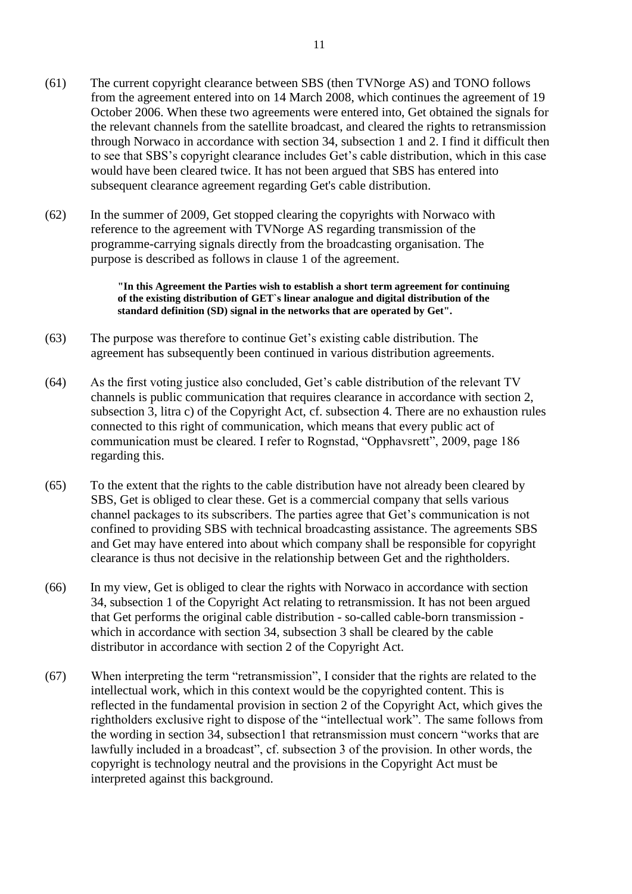(61) The current copyright clearance between SBS (then TVNorge AS) and TONO follows from the agreement entered into on 14 March 2008, which continues the agreement of 19 October 2006. When these two agreements were entered into, Get obtained the signals for the relevant channels from the satellite broadcast, and cleared the rights to retransmission through Norwaco in accordance with section 34, subsection 1 and 2. I find it difficult then to see that SBS's copyright clearance includes Get's cable distribution, which in this case would have been cleared twice. It has not been argued that SBS has entered into subsequent clearance agreement regarding Get's cable distribution.

(62) In the summer of 2009, Get stopped clearing the copyrights with Norwaco with reference to the agreement with TVNorge AS regarding transmission of the programme-carrying signals directly from the broadcasting organisation. The purpose is described as follows in clause 1 of the agreement.

> **"In this Agreement the Parties wish to establish a short term agreement for continuing of the existing distribution of GET`s linear analogue and digital distribution of the standard definition (SD) signal in the networks that are operated by Get".**

(63) The purpose was therefore to continue Get's existing cable distribution. The agreement has subsequently been continued in various distribution agreements.

(64) As the first voting justice also concluded, Get's cable distribution of the relevant TV channels is public communication that requires clearance in accordance with section 2, subsection 3, litra c) of the Copyright Act, cf. subsection 4. There are no exhaustion rules connected to this right of communication, which means that every public act of communication must be cleared. I refer to Rognstad, "Opphavsrett", 2009, page 186 regarding this.

(65) To the extent that the rights to the cable distribution have not already been cleared by SBS, Get is obliged to clear these. Get is a commercial company that sells various channel packages to its subscribers. The parties agree that Get's communication is not confined to providing SBS with technical broadcasting assistance. The agreements SBS and Get may have entered into about which company shall be responsible for copyright clearance is thus not decisive in the relationship between Get and the rightholders.

(66) In my view, Get is obliged to clear the rights with Norwaco in accordance with section 34, subsection 1 of the Copyright Act relating to retransmission. It has not been argued that Get performs the original cable distribution - so-called cable-born transmission - which in accordance with section 34, subsection 3 shall be cleared by the cable distributor in accordance with section 2 of the Copyright Act.

(67) When interpreting the term "retransmission", I consider that the rights are related to the intellectual work, which in this context would be the copyrighted content. This is reflected in the fundamental provision in section 2 of the Copyright Act, which gives the rightholders exclusive right to dispose of the "intellectual work". The same follows from the wording in section 34, subsection1 that retransmission must concern "works that are lawfully included in a broadcast", cf. subsection 3 of the provision. In other words, the copyright is technology neutral and the provisions in the Copyright Act must be interpreted against this background.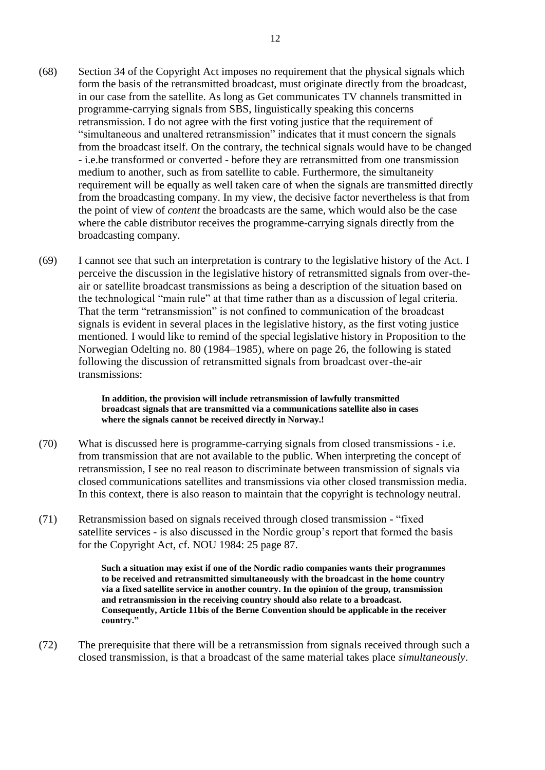(68) Section 34 of the Copyright Act imposes no requirement that the physical signals which form the basis of the retransmitted broadcast, must originate directly from the broadcast, in our case from the satellite. As long as Get communicates TV channels transmitted in programme-carrying signals from SBS, linguistically speaking this concerns retransmission. I do not agree with the first voting justice that the requirement of "simultaneous and unaltered retransmission" indicates that it must concern the signals from the broadcast itself. On the contrary, the technical signals would have to be changed - i.e.be transformed or converted - before they are retransmitted from one transmission medium to another, such as from satellite to cable. Furthermore, the simultaneity requirement will be equally as well taken care of when the signals are transmitted directly from the broadcasting company. In my view, the decisive factor nevertheless is that from the point of view of *content* the broadcasts are the same, which would also be the case where the cable distributor receives the programme-carrying signals directly from the broadcasting company.

(69) I cannot see that such an interpretation is contrary to the legislative history of the Act. I perceive the discussion in the legislative history of retransmitted signals from over-the-air or satellite broadcast transmissions as being a description of the situation based on the technological "main rule" at that time rather than as a discussion of legal criteria. That the term "retransmission" is not confined to communication of the broadcast signals is evident in several places in the legislative history, as the first voting justice mentioned. I would like to remind of the special legislative history in Proposition to the Norwegian Odelting no. 80 (1984–1985), where on page 26, the following is stated following the discussion of retransmitted signals from broadcast over-the-air transmissions:

> **In addition, the provision will include retransmission of lawfully transmitted broadcast signals that are transmitted via a communications satellite also in cases where the signals cannot be received directly in Norway.!**

(70) What is discussed here is programme-carrying signals from closed transmissions - i.e. from transmission that are not available to the public. When interpreting the concept of retransmission, I see no real reason to discriminate between transmission of signals via closed communications satellites and transmissions via other closed transmission media. In this context, there is also reason to maintain that the copyright is technology neutral.

(71) Retransmission based on signals received through closed transmission - "fixed satellite services - is also discussed in the Nordic group's report that formed the basis for the Copyright Act, cf. NOU 1984: 25 page 87.

> **Such a situation may exist if one of the Nordic radio companies wants their programmes to be received and retransmitted simultaneously with the broadcast in the home country via a fixed satellite service in another country. In the opinion of the group, transmission and retransmission in the receiving country should also relate to a broadcast. Consequently, Article 11bis of the Berne Convention should be applicable in the receiver country."**

(72) The prerequisite that there will be a retransmission from signals received through such a closed transmission, is that a broadcast of the same material takes place *simultaneously*.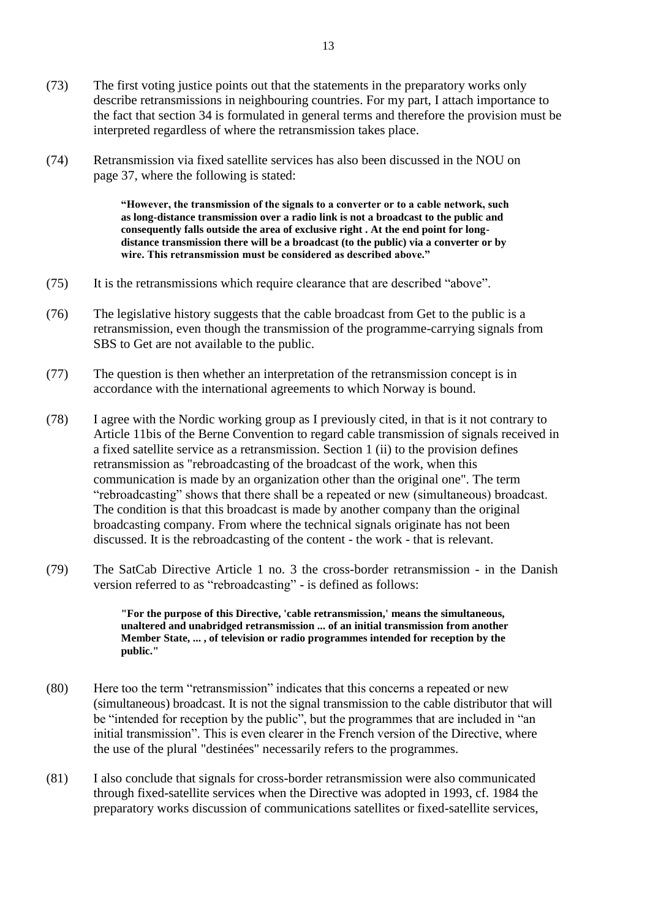(73) The first voting justice points out that the statements in the preparatory works only describe retransmissions in neighbouring countries. For my part, I attach importance to the fact that section 34 is formulated in general terms and therefore the provision must be interpreted regardless of where the retransmission takes place.

(74) Retransmission via fixed satellite services has also been discussed in the NOU on page 37, where the following is stated:

> **"However, the transmission of the signals to a converter or to a cable network, such as long-distance transmission over a radio link is not a broadcast to the public and consequently falls outside the area of exclusive right . At the end point for long-distance transmission there will be a broadcast (to the public) via a converter or by wire. This retransmission must be considered as described above."**

(75) It is the retransmissions which require clearance that are described "above".

(76) The legislative history suggests that the cable broadcast from Get to the public is a retransmission, even though the transmission of the programme-carrying signals from SBS to Get are not available to the public.

(77) The question is then whether an interpretation of the retransmission concept is in accordance with the international agreements to which Norway is bound.

(78) I agree with the Nordic working group as I previously cited, in that is it not contrary to Article 11bis of the Berne Convention to regard cable transmission of signals received in a fixed satellite service as a retransmission. Section 1 (ii) to the provision defines retransmission as "rebroadcasting of the broadcast of the work, when this communication is made by an organization other than the original one". The term "rebroadcasting" shows that there shall be a repeated or new (simultaneous) broadcast. The condition is that this broadcast is made by another company than the original broadcasting company. From where the technical signals originate has not been discussed. It is the rebroadcasting of the content - the work - that is relevant.

(79) The SatCab Directive Article 1 no. 3 the cross-border retransmission - in the Danish version referred to as "rebroadcasting" - is defined as follows:

> **"For the purpose of this Directive, 'cable retransmission,' means the simultaneous, unaltered and unabridged retransmission ... of an initial transmission from another Member State, ... , of television or radio programmes intended for reception by the public."**

(80) Here too the term "retransmission" indicates that this concerns a repeated or new (simultaneous) broadcast. It is not the signal transmission to the cable distributor that will be "intended for reception by the public", but the programmes that are included in "an initial transmission". This is even clearer in the French version of the Directive, where the use of the plural "destinées" necessarily refers to the programmes.

(81) I also conclude that signals for cross-border retransmission were also communicated through fixed-satellite services when the Directive was adopted in 1993, cf. 1984 the preparatory works discussion of communications satellites or fixed-satellite services,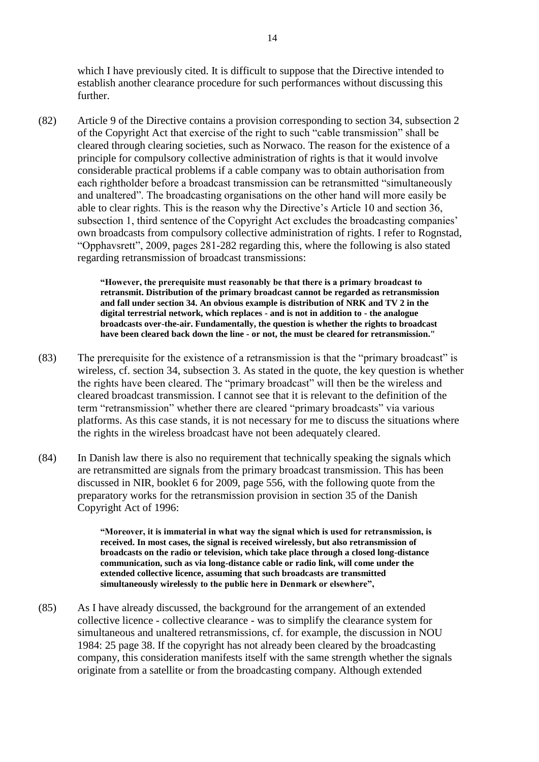which I have previously cited. It is difficult to suppose that the Directive intended to establish another clearance procedure for such performances without discussing this further.

(82) Article 9 of the Directive contains a provision corresponding to section 34, subsection 2 of the Copyright Act that exercise of the right to such "cable transmission" shall be cleared through clearing societies, such as Norwaco. The reason for the existence of a principle for compulsory collective administration of rights is that it would involve considerable practical problems if a cable company was to obtain authorisation from each rightholder before a broadcast transmission can be retransmitted "simultaneously and unaltered". The broadcasting organisations on the other hand will more easily be able to clear rights. This is the reason why the Directive's Article 10 and section 36, subsection 1, third sentence of the Copyright Act excludes the broadcasting companies' own broadcasts from compulsory collective administration of rights. I refer to Rognstad, "Opphavsrett", 2009, pages 281-282 regarding this, where the following is also stated regarding retransmission of broadcast transmissions:

> **"However, the prerequisite must reasonably be that there is a primary broadcast to retransmit. Distribution of the primary broadcast cannot be regarded as retransmission and fall under section 34. An obvious example is distribution of NRK and TV 2 in the digital terrestrial network, which replaces - and is not in addition to - the analogue broadcasts over-the-air. Fundamentally, the question is whether the rights to broadcast have been cleared back down the line - or not, the must be cleared for retransmission."**

(83) The prerequisite for the existence of a retransmission is that the "primary broadcast" is wireless, cf. section 34, subsection 3. As stated in the quote, the key question is whether the rights have been cleared. The "primary broadcast" will then be the wireless and cleared broadcast transmission. I cannot see that it is relevant to the definition of the term "retransmission" whether there are cleared "primary broadcasts" via various platforms. As this case stands, it is not necessary for me to discuss the situations where the rights in the wireless broadcast have not been adequately cleared.

(84) In Danish law there is also no requirement that technically speaking the signals which are retransmitted are signals from the primary broadcast transmission. This has been discussed in NIR, booklet 6 for 2009, page 556, with the following quote from the preparatory works for the retransmission provision in section 35 of the Danish Copyright Act of 1996:

> **"Moreover, it is immaterial in what way the signal which is used for retransmission, is received. In most cases, the signal is received wirelessly, but also retransmission of broadcasts on the radio or television, which take place through a closed long-distance communication, such as via long-distance cable or radio link, will come under the extended collective licence, assuming that such broadcasts are transmitted simultaneously wirelessly to the public here in Denmark or elsewhere",**

(85) As I have already discussed, the background for the arrangement of an extended collective licence - collective clearance - was to simplify the clearance system for simultaneous and unaltered retransmissions, cf. for example, the discussion in NOU 1984: 25 page 38. If the copyright has not already been cleared by the broadcasting company, this consideration manifests itself with the same strength whether the signals originate from a satellite or from the broadcasting company. Although extended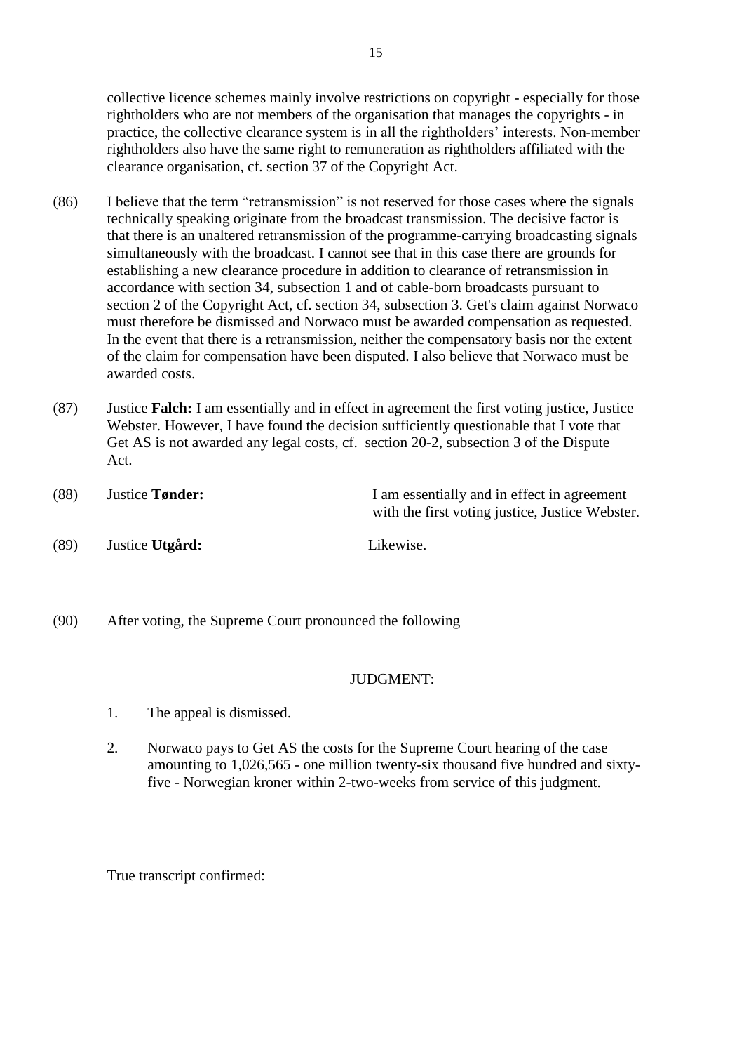collective licence schemes mainly involve restrictions on copyright - especially for those rightholders who are not members of the organisation that manages the copyrights - in practice, the collective clearance system is in all the rightholders' interests. Non-member rightholders also have the same right to remuneration as rightholders affiliated with the clearance organisation, cf. section 37 of the Copyright Act.

(86) I believe that the term "retransmission" is not reserved for those cases where the signals technically speaking originate from the broadcast transmission. The decisive factor is that there is an unaltered retransmission of the programme-carrying broadcasting signals simultaneously with the broadcast. I cannot see that in this case there are grounds for establishing a new clearance procedure in addition to clearance of retransmission in accordance with section 34, subsection 1 and of cable-born broadcasts pursuant to section 2 of the Copyright Act, cf. section 34, subsection 3. Get's claim against Norwaco must therefore be dismissed and Norwaco must be awarded compensation as requested. In the event that there is a retransmission, neither the compensatory basis nor the extent of the claim for compensation have been disputed. I also believe that Norwaco must be awarded costs.

(87) Justice **Falch:** I am essentially and in effect in agreement the first voting justice, Justice Webster. However, I have found the decision sufficiently questionable that I vote that Get AS is not awarded any legal costs, cf. section 20-2, subsection 3 of the Dispute Act.

(88) Justice **Tønder:** I am essentially and in effect in agreement with the first voting justice, Justice Webster.

(89) Justice **Utgård:** Likewise.

(90) After voting, the Supreme Court pronounced the following

JUDGMENT:

1. The appeal is dismissed.

2. Norwaco pays to Get AS the costs for the Supreme Court hearing of the case amounting to 1,026,565 - one million twenty-six thousand five hundred and sixty-five - Norwegian kroner within 2-two-weeks from service of this judgment.

True transcript confirmed: